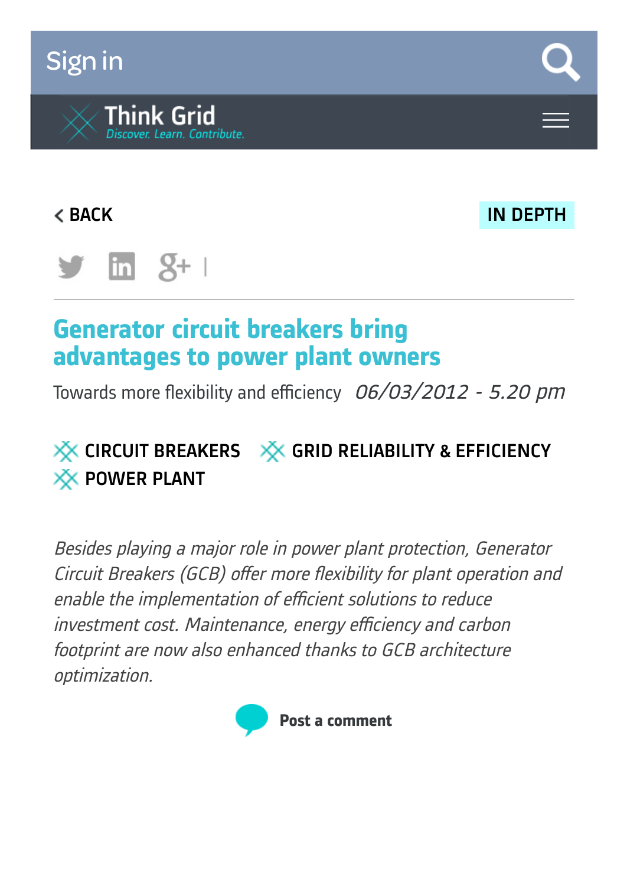Sign in

Think Grid
*Discover. Learn. Contribute.*

< BACK

IN DEPTH

# Generator circuit breakers bring advantages to power plant owners

Towards more flexibility and efficiency *06/03/2012 - 5.20 pm*

CIRCUIT BREAKERS GRID RELIABILITY & EFFICIENCY POWER PLANT

*Besides playing a major role in power plant protection, Generator Circuit Breakers (GCB) offer more flexibility for plant operation and enable the implementation of efficient solutions to reduce investment cost. Maintenance, energy efficiency and carbon footprint are now also enhanced thanks to GCB architecture optimization.*

**Post a comment**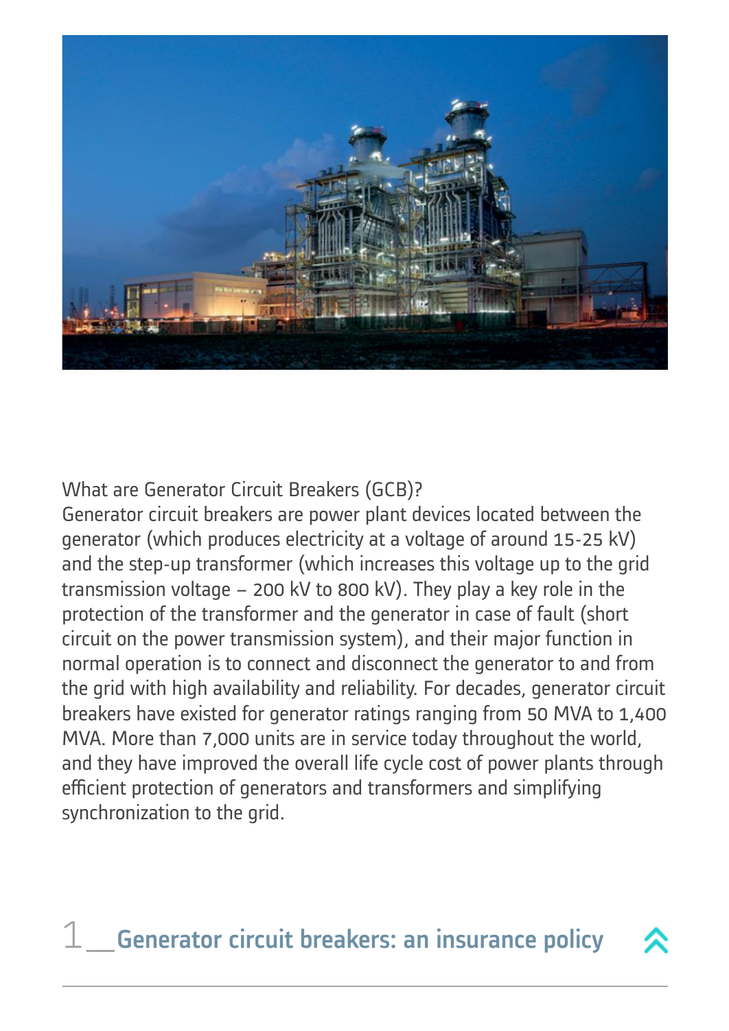What are Generator Circuit Breakers (GCB)?

Generator circuit breakers are power plant devices located between the generator (which produces electricity at a voltage of around 15-25 kV) and the step-up transformer (which increases this voltage up to the grid transmission voltage – 200 kV to 800 kV). They play a key role in the protection of the transformer and the generator in case of fault (short circuit on the power transmission system), and their major function in normal operation is to connect and disconnect the generator to and from the grid with high availability and reliability. For decades, generator circuit breakers have existed for generator ratings ranging from 50 MVA to 1,400 MVA. More than 7,000 units are in service today throughout the world, and they have improved the overall life cycle cost of power plants through efficient protection of generators and transformers and simplifying synchronization to the grid.

## 1 Generator circuit breakers: an insurance policy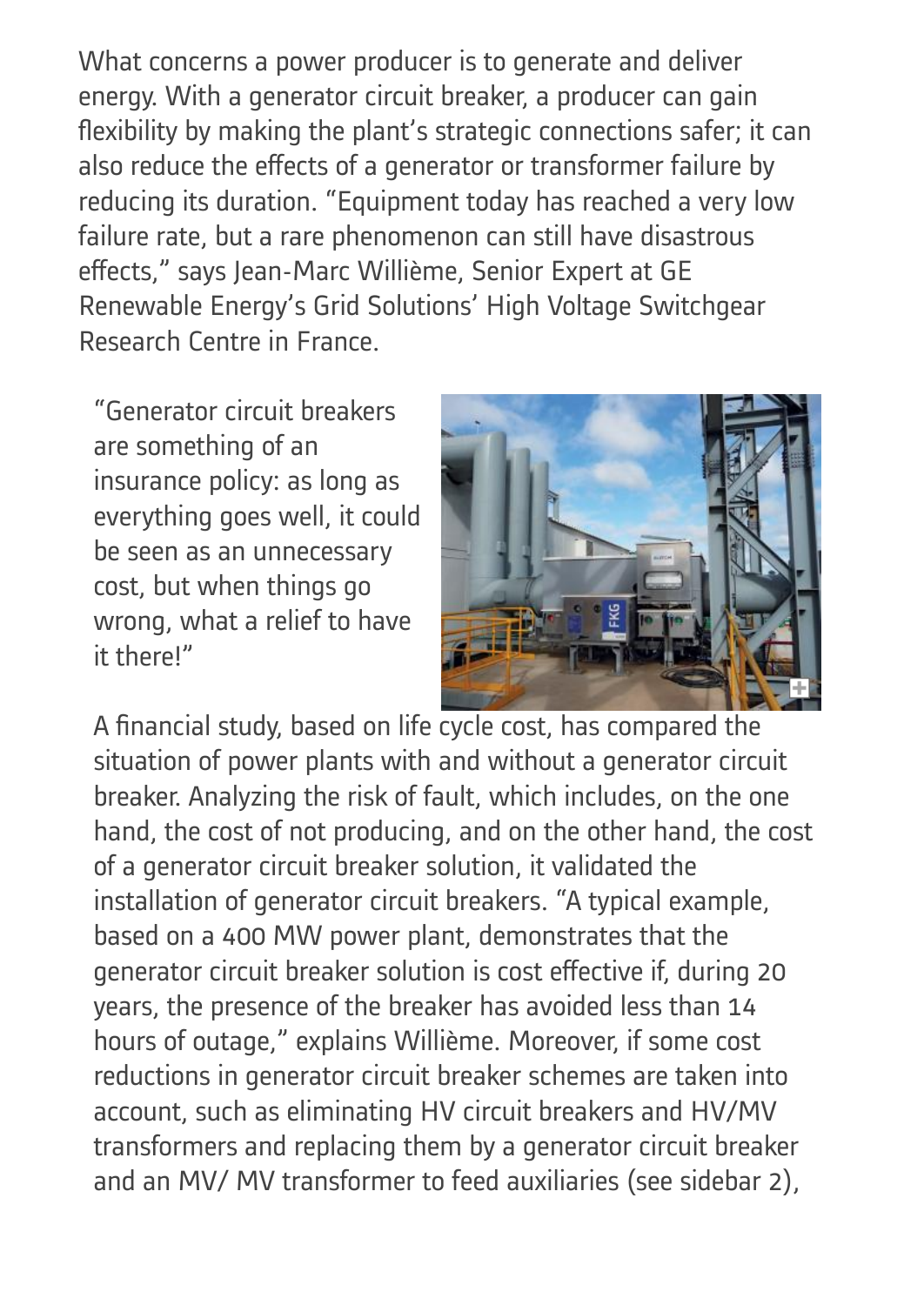What concerns a power producer is to generate and deliver energy. With a generator circuit breaker, a producer can gain flexibility by making the plant's strategic connections safer; it can also reduce the effects of a generator or transformer failure by reducing its duration. "Equipment today has reached a very low failure rate, but a rare phenomenon can still have disastrous effects," says Jean-Marc Willième, Senior Expert at GE Renewable Energy's Grid Solutions' High Voltage Switchgear Research Centre in France.

"Generator circuit breakers are something of an insurance policy: as long as everything goes well, it could be seen as an unnecessary cost, but when things go wrong, what a relief to have it there!"

A financial study, based on life cycle cost, has compared the situation of power plants with and without a generator circuit breaker. Analyzing the risk of fault, which includes, on the one hand, the cost of not producing, and on the other hand, the cost of a generator circuit breaker solution, it validated the installation of generator circuit breakers. "A typical example, based on a 400 MW power plant, demonstrates that the generator circuit breaker solution is cost effective if, during 20 years, the presence of the breaker has avoided less than 14 hours of outage," explains Willième. Moreover, if some cost reductions in generator circuit breaker schemes are taken into account, such as eliminating HV circuit breakers and HV/MV transformers and replacing them by a generator circuit breaker and an MV/ MV transformer to feed auxiliaries (see sidebar 2),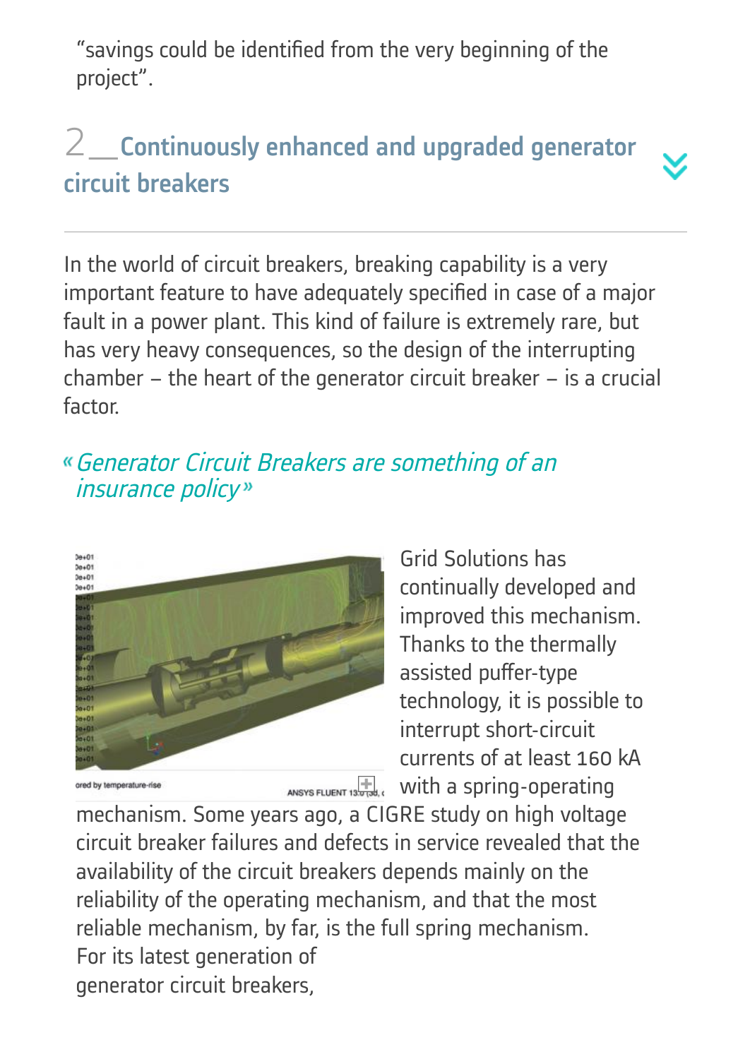"savings could be identified from the very beginning of the project".

## 2__Continuously enhanced and upgraded generator circuit breakers

In the world of circuit breakers, breaking capability is a very important feature to have adequately specified in case of a major fault in a power plant. This kind of failure is extremely rare, but has very heavy consequences, so the design of the interrupting chamber – the heart of the generator circuit breaker – is a crucial factor.

*« Generator Circuit Breakers are something of an insurance policy »*

Grid Solutions has continually developed and improved this mechanism. Thanks to the thermally assisted puffer-type technology, it is possible to interrupt short-circuit currents of at least 160 kA with a spring-operating mechanism. Some years ago, a CIGRE study on high voltage circuit breaker failures and defects in service revealed that the availability of the circuit breakers depends mainly on the reliability of the operating mechanism, and that the most reliable mechanism, by far, is the full spring mechanism. For its latest generation of generator circuit breakers,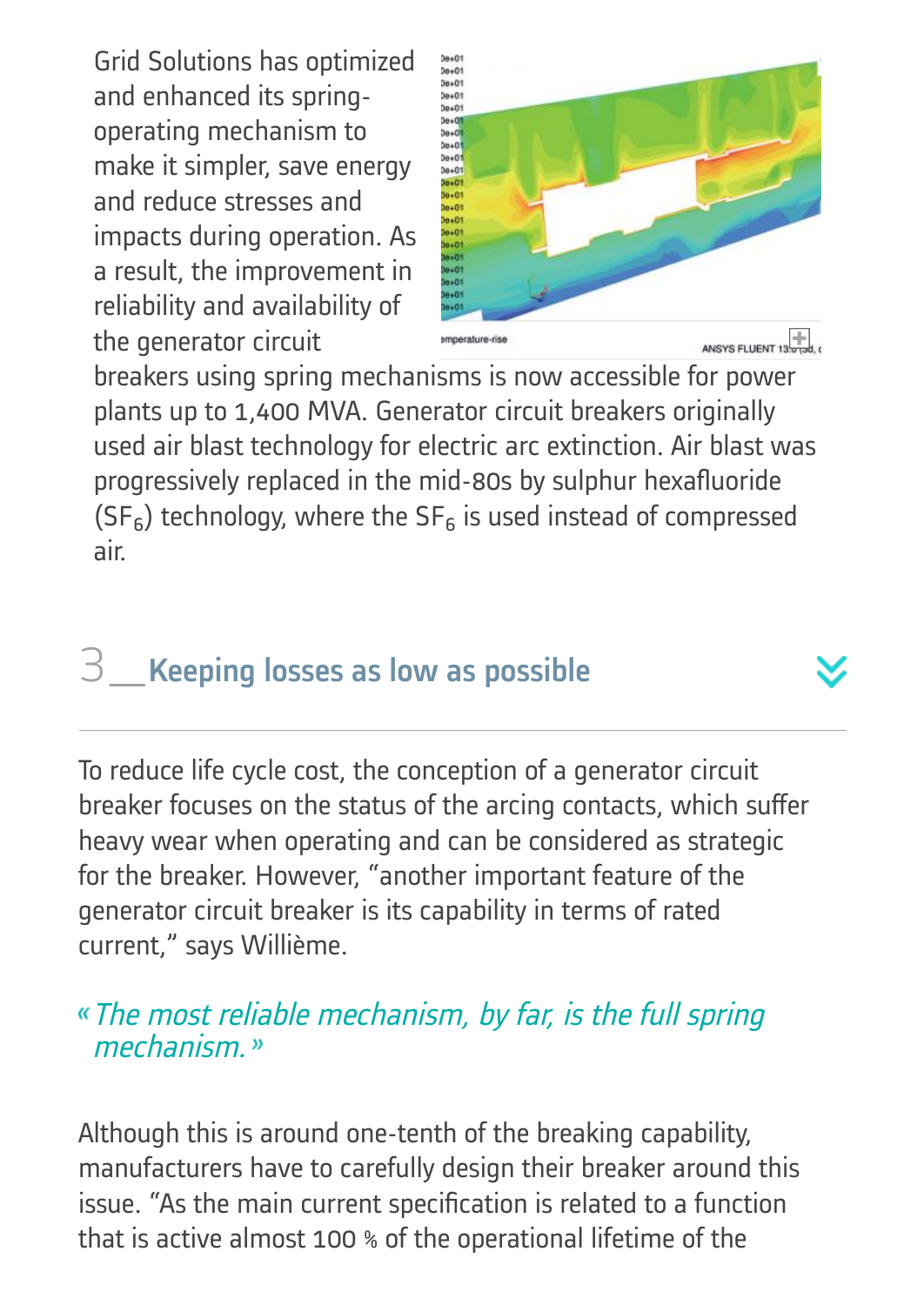Grid Solutions has optimized and enhanced its spring-operating mechanism to make it simpler, save energy and reduce stresses and impacts during operation. As a result, the improvement in reliability and availability of the generator circuit breakers using spring mechanisms is now accessible for power plants up to 1,400 MVA. Generator circuit breakers originally used air blast technology for electric arc extinction. Air blast was progressively replaced in the mid-80s by sulphur hexafluoride ($SF_6$) technology, where the $SF_6$ is used instead of compressed air.

## 3__Keeping losses as low as possible

To reduce life cycle cost, the conception of a generator circuit breaker focuses on the status of the arcing contacts, which suffer heavy wear when operating and can be considered as strategic for the breaker. However, "another important feature of the generator circuit breaker is its capability in terms of rated current," says Willième.

*« The most reliable mechanism, by far, is the full spring mechanism. »*

Although this is around one-tenth of the breaking capability, manufacturers have to carefully design their breaker around this issue. "As the main current specification is related to a function that is active almost 100 % of the operational lifetime of the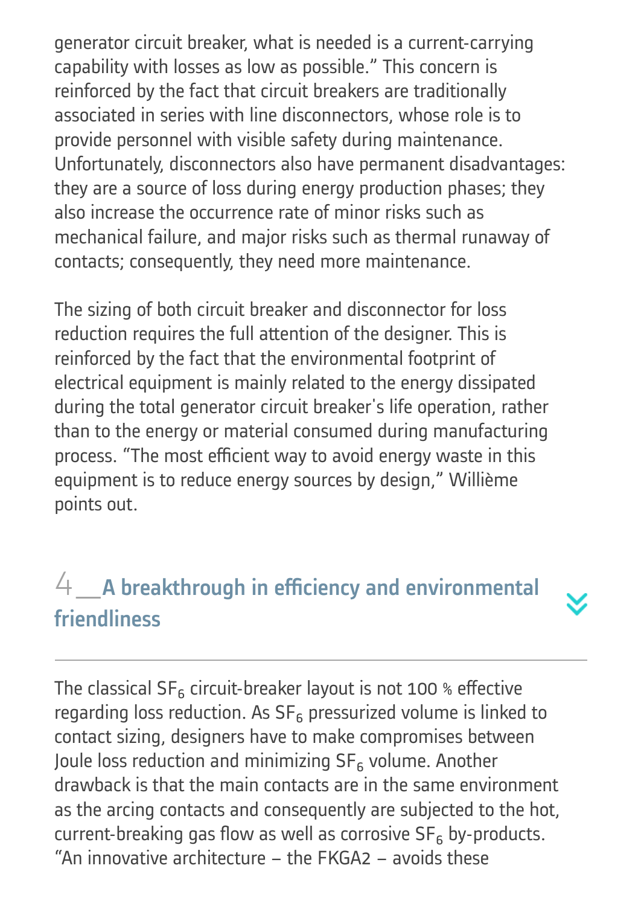generator circuit breaker, what is needed is a current-carrying capability with losses as low as possible." This concern is reinforced by the fact that circuit breakers are traditionally associated in series with line disconnectors, whose role is to provide personnel with visible safety during maintenance. Unfortunately, disconnectors also have permanent disadvantages: they are a source of loss during energy production phases; they also increase the occurrence rate of minor risks such as mechanical failure, and major risks such as thermal runaway of contacts; consequently, they need more maintenance.

The sizing of both circuit breaker and disconnector for loss reduction requires the full attention of the designer. This is reinforced by the fact that the environmental footprint of electrical equipment is mainly related to the energy dissipated during the total generator circuit breaker's life operation, rather than to the energy or material consumed during manufacturing process. "The most efficient way to avoid energy waste in this equipment is to reduce energy sources by design," Willième points out.

## 4 __A breakthrough in efficiency and environmental friendliness

The classical $SF_6$ circuit-breaker layout is not 100 % effective regarding loss reduction. As $SF_6$ pressurized volume is linked to contact sizing, designers have to make compromises between Joule loss reduction and minimizing $SF_6$ volume. Another drawback is that the main contacts are in the same environment as the arcing contacts and consequently are subjected to the hot, current-breaking gas flow as well as corrosive $SF_6$ by-products. "An innovative architecture – the FKGA2 – avoids these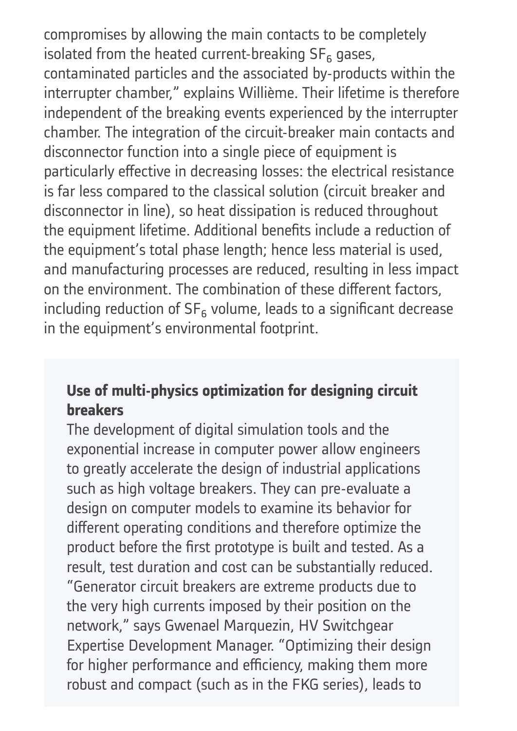compromises by allowing the main contacts to be completely isolated from the heated current-breaking $SF_6$ gases, contaminated particles and the associated by-products within the interrupter chamber," explains Willième. Their lifetime is therefore independent of the breaking events experienced by the interrupter chamber. The integration of the circuit-breaker main contacts and disconnector function into a single piece of equipment is particularly effective in decreasing losses: the electrical resistance is far less compared to the classical solution (circuit breaker and disconnector in line), so heat dissipation is reduced throughout the equipment lifetime. Additional benefits include a reduction of the equipment's total phase length; hence less material is used, and manufacturing processes are reduced, resulting in less impact on the environment. The combination of these different factors, including reduction of $SF_6$ volume, leads to a significant decrease in the equipment's environmental footprint.

**Use of multi-physics optimization for designing circuit breakers**

The development of digital simulation tools and the exponential increase in computer power allow engineers to greatly accelerate the design of industrial applications such as high voltage breakers. They can pre-evaluate a design on computer models to examine its behavior for different operating conditions and therefore optimize the product before the first prototype is built and tested. As a result, test duration and cost can be substantially reduced. "Generator circuit breakers are extreme products due to the very high currents imposed by their position on the network," says Gwenael Marquezin, HV Switchgear Expertise Development Manager. "Optimizing their design for higher performance and efficiency, making them more robust and compact (such as in the FKG series), leads to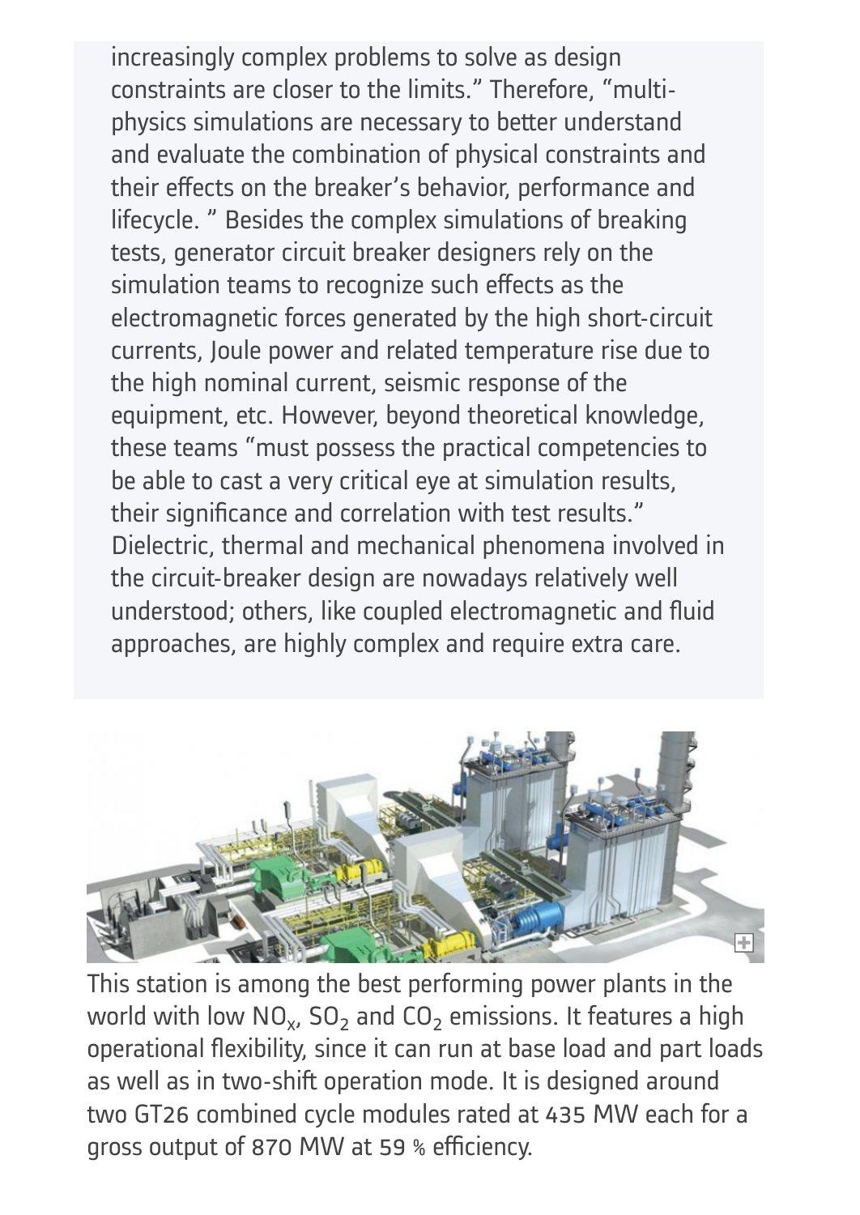increasingly complex problems to solve as design constraints are closer to the limits." Therefore, "multi-physics simulations are necessary to better understand and evaluate the combination of physical constraints and their effects on the breaker's behavior, performance and lifecycle. " Besides the complex simulations of breaking tests, generator circuit breaker designers rely on the simulation teams to recognize such effects as the electromagnetic forces generated by the high short-circuit currents, Joule power and related temperature rise due to the high nominal current, seismic response of the equipment, etc. However, beyond theoretical knowledge, these teams "must possess the practical competencies to be able to cast a very critical eye at simulation results, their significance and correlation with test results." Dielectric, thermal and mechanical phenomena involved in the circuit-breaker design are nowadays relatively well understood; others, like coupled electromagnetic and fluid approaches, are highly complex and require extra care.

This station is among the best performing power plants in the world with low $NO_x$, $SO_2$ and $CO_2$ emissions. It features a high operational flexibility, since it can run at base load and part loads as well as in two-shift operation mode. It is designed around two GT26 combined cycle modules rated at 435 MW each for a gross output of 870 MW at 59 % efficiency.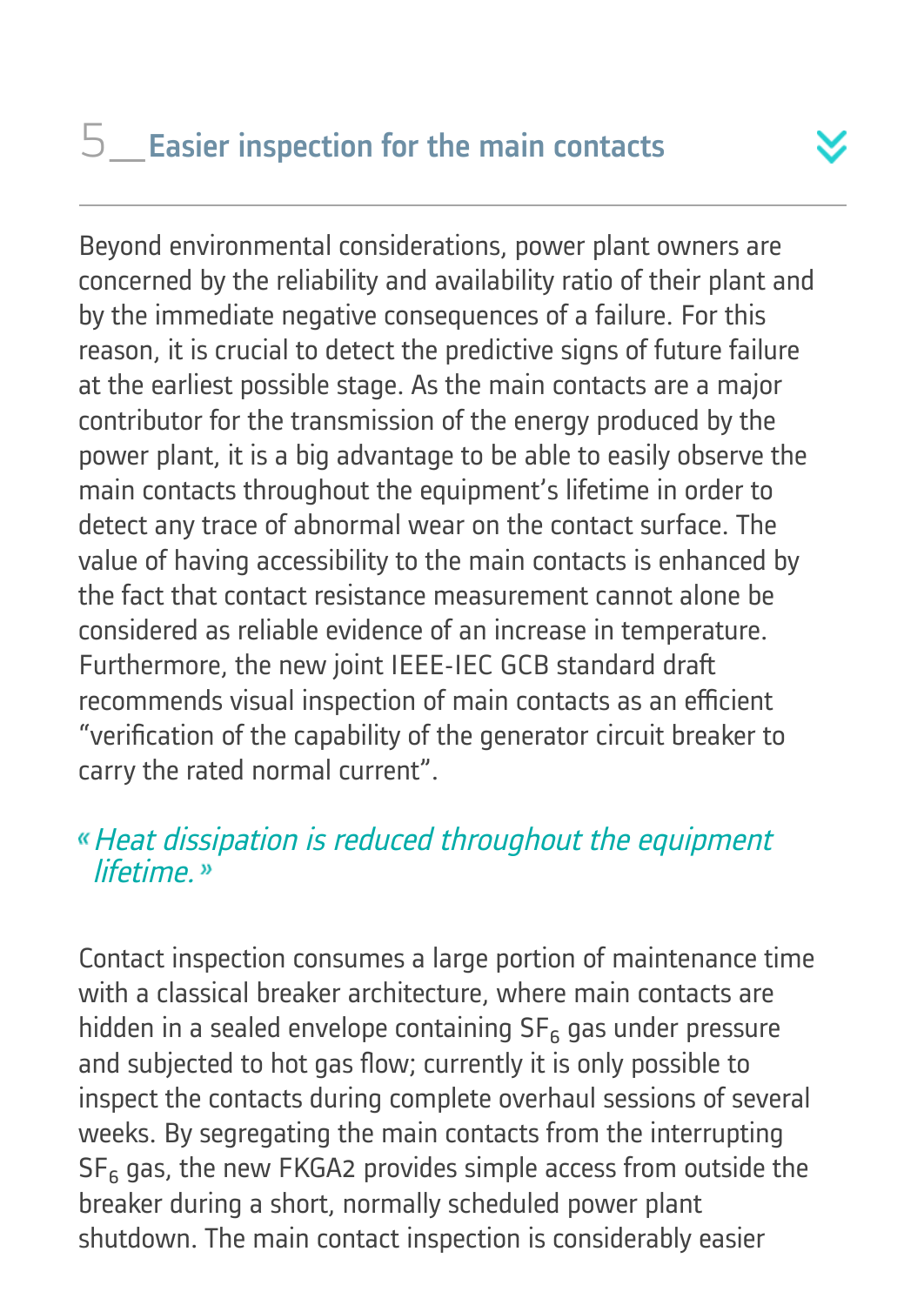## 5__Easier inspection for the main contacts

Beyond environmental considerations, power plant owners are concerned by the reliability and availability ratio of their plant and by the immediate negative consequences of a failure. For this reason, it is crucial to detect the predictive signs of future failure at the earliest possible stage. As the main contacts are a major contributor for the transmission of the energy produced by the power plant, it is a big advantage to be able to easily observe the main contacts throughout the equipment's lifetime in order to detect any trace of abnormal wear on the contact surface. The value of having accessibility to the main contacts is enhanced by the fact that contact resistance measurement cannot alone be considered as reliable evidence of an increase in temperature. Furthermore, the new joint IEEE-IEC GCB standard draft recommends visual inspection of main contacts as an efficient "verification of the capability of the generator circuit breaker to carry the rated normal current".

*« Heat dissipation is reduced throughout the equipment lifetime. »*

Contact inspection consumes a large portion of maintenance time with a classical breaker architecture, where main contacts are hidden in a sealed envelope containing $SF_6$ gas under pressure and subjected to hot gas flow; currently it is only possible to inspect the contacts during complete overhaul sessions of several weeks. By segregating the main contacts from the interrupting $SF_6$ gas, the new FKGA2 provides simple access from outside the breaker during a short, normally scheduled power plant shutdown. The main contact inspection is considerably easier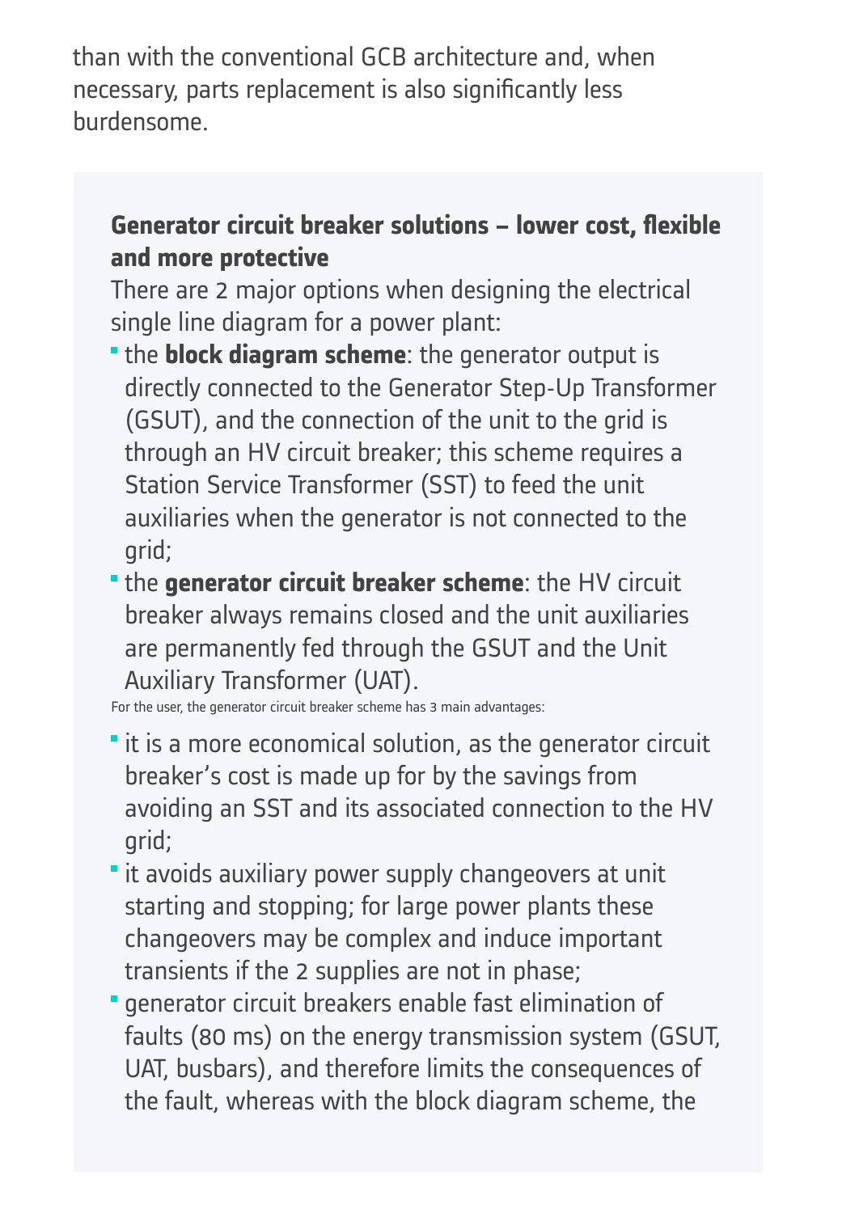than with the conventional GCB architecture and, when necessary, parts replacement is also significantly less burdensome.

### Generator circuit breaker solutions – lower cost, flexible and more protective

There are 2 major options when designing the electrical single line diagram for a power plant:

- the **block diagram scheme**: the generator output is directly connected to the Generator Step-Up Transformer (GSUT), and the connection of the unit to the grid is through an HV circuit breaker; this scheme requires a Station Service Transformer (SST) to feed the unit auxiliaries when the generator is not connected to the grid;
- the **generator circuit breaker scheme**: the HV circuit breaker always remains closed and the unit auxiliaries are permanently fed through the GSUT and the Unit Auxiliary Transformer (UAT).

For the user, the generator circuit breaker scheme has 3 main advantages:

- it is a more economical solution, as the generator circuit breaker's cost is made up for by the savings from avoiding an SST and its associated connection to the HV grid;
- it avoids auxiliary power supply changeovers at unit starting and stopping; for large power plants these changeovers may be complex and induce important transients if the 2 supplies are not in phase;
- generator circuit breakers enable fast elimination of faults (80 ms) on the energy transmission system (GSUT, UAT, busbars), and therefore limits the consequences of the fault, whereas with the block diagram scheme, the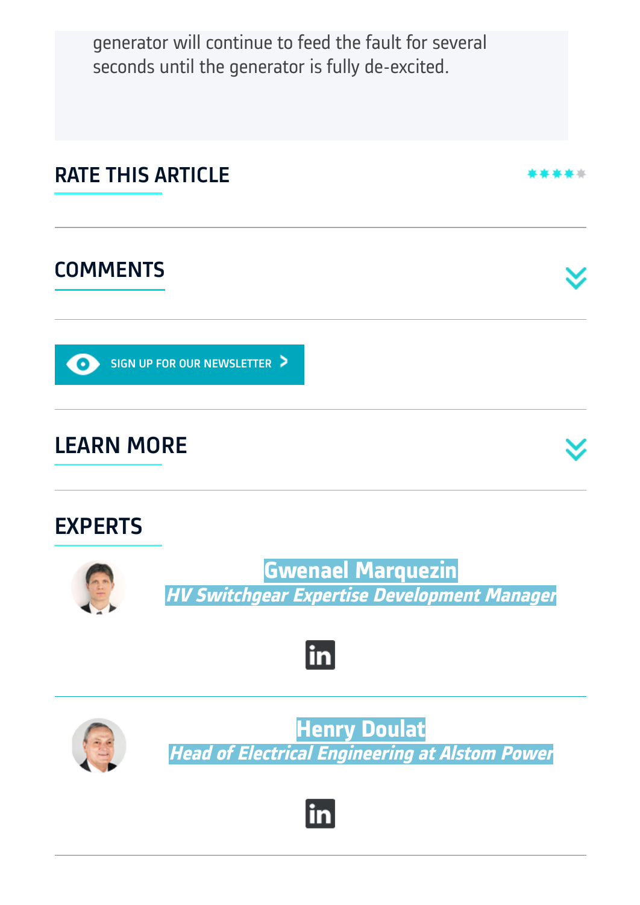generator will continue to feed the fault for several seconds until the generator is fully de-excited.

## RATE THIS ARTICLE

## COMMENTS

SIGN UP FOR OUR NEWSLETTER

## LEARN MORE

## EXPERTS

**Gwenael Marquezin**
*HV Switchgear Expertise Development Manager*

**Henry Doulat**
*Head of Electrical Engineering at Alstom Power*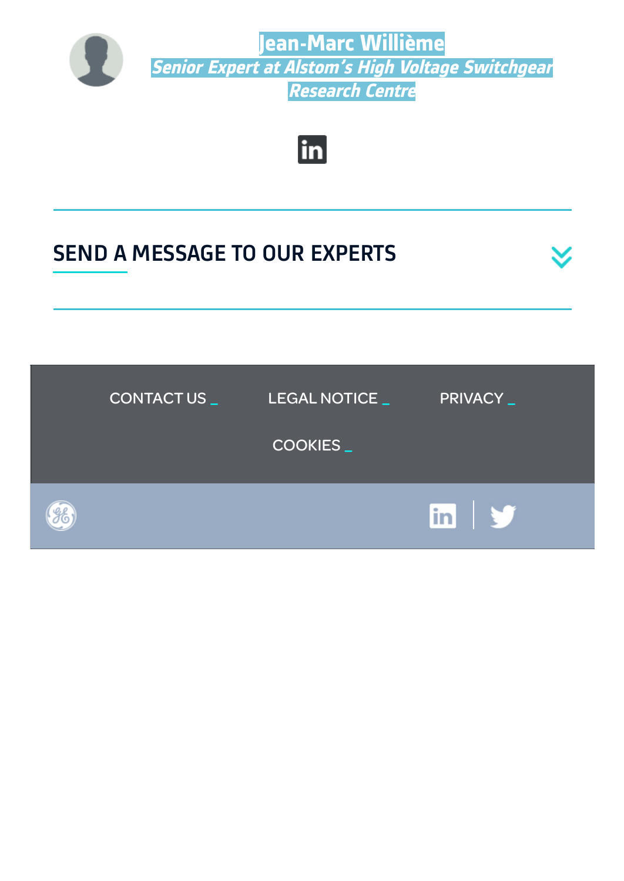**Jean-Marc Willième**

*Senior Expert at Alstom's High Voltage Switchgear Research Centre*

## SEND A MESSAGE TO OUR EXPERTS

CONTACT US _ LEGAL NOTICE _ PRIVACY _

COOKIES _